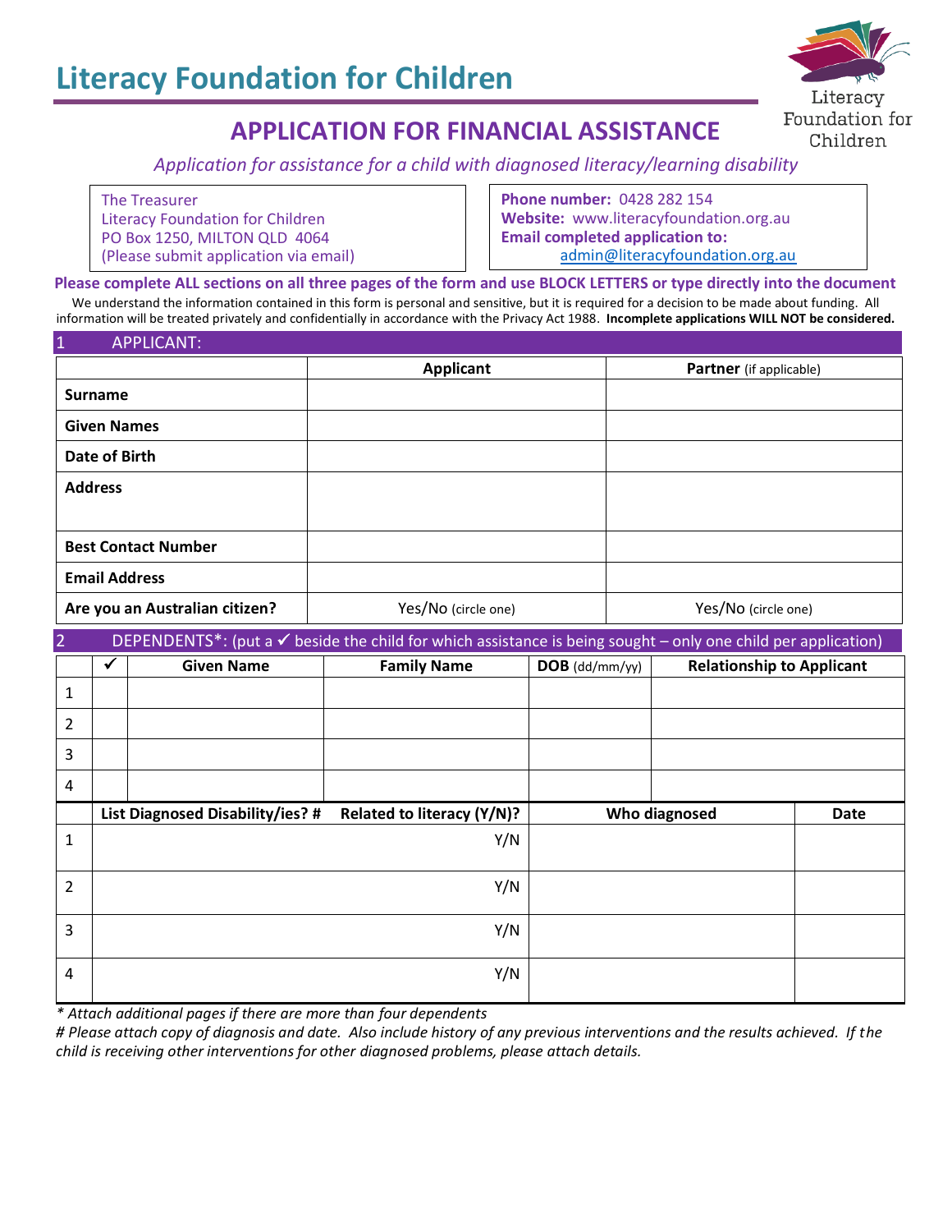# Literacy Foundation for Children

## APPLICATION FOR FINANCIAL ASSISTANCE

*Application for assistance for a child with diagnosed literacy/learning disability*

| | |
|---|---|
| The Treasurer<br>Literacy Foundation for Children<br>PO Box 1250, MILTON QLD 4064<br>(Please submit application via email) | **Phone number:** 0428 282 154<br>**Website:** www.literacyfoundation.org.au<br>**Email completed application to:**<br>admin@literacyfoundation.org.au |

**Please complete ALL sections on all three pages of the form and use BLOCK LETTERS or type directly into the document**

We understand the information contained in this form is personal and sensitive, but it is required for a decision to be made about funding. All information will be treated privately and confidentially in accordance with the Privacy Act 1988. **Incomplete applications WILL NOT be considered.**

### 1 APPLICANT:

| | **Applicant** | **Partner** (if applicable) |
|---|---|---|
| **Surname** | | |
| **Given Names** | | |
| **Date of Birth** | | |
| **Address** | | |
| **Best Contact Number** | | |
| **Email Address** | | |
| **Are you an Australian citizen?** | Yes/No (circle one) | Yes/No (circle one) |

### 2 DEPENDENTS*: (put a ✓ beside the child for which assistance is being sought – only one child per application)

| | ✓ | Given Name | Family Name | DOB (dd/mm/yy) | Relationship to Applicant |
|---|---|---|---|---|---|
| 1 | | | | | |
| 2 | | | | | |
| 3 | | | | | |
| 4 | | | | | |

| | List Diagnosed Disability/ies? # | Related to literacy (Y/N)? | Who diagnosed | Date |
|---|---|---|---|---|
| 1 | | Y/N | | |
| 2 | | Y/N | | |
| 3 | | Y/N | | |
| 4 | | Y/N | | |

*\* Attach additional pages if there are more than four dependents*

*# Please attach copy of diagnosis and date. Also include history of any previous interventions and the results achieved. If the child is receiving other interventions for other diagnosed problems, please attach details.*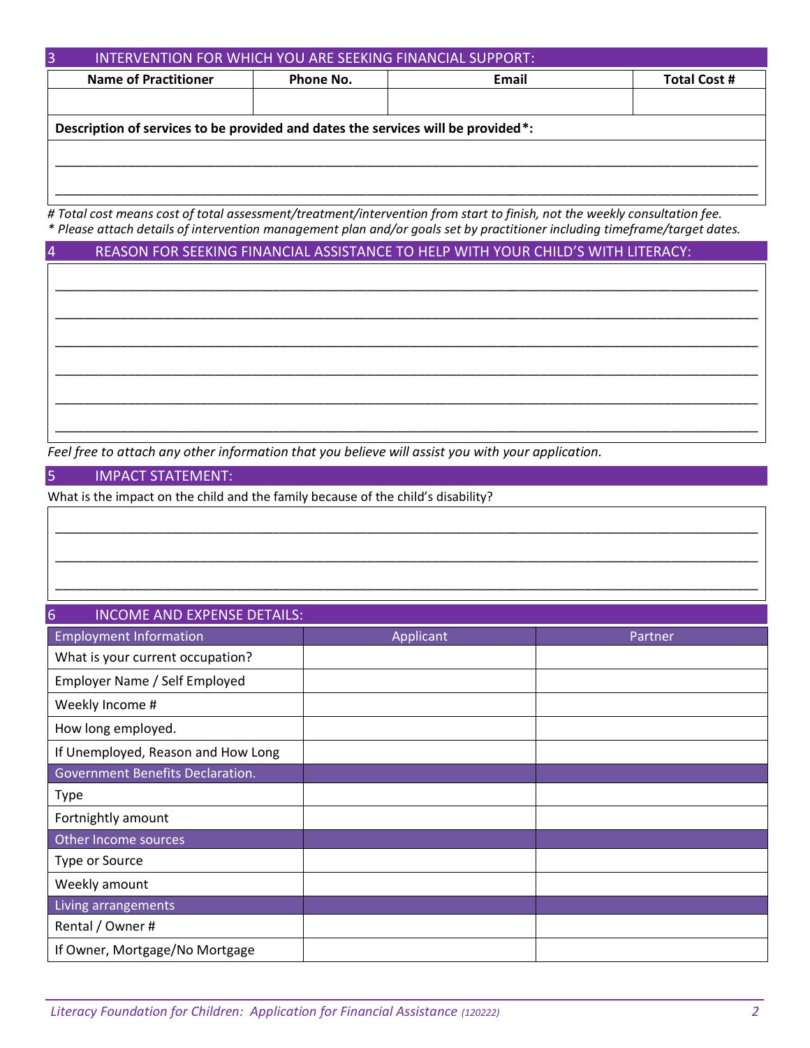## 3 INTERVENTION FOR WHICH YOU ARE SEEKING FINANCIAL SUPPORT:

| Name of Practitioner | Phone No. | Email | Total Cost # |
|---|---|---|---|
| | | | |

**Description of services to be provided and dates the services will be provided*:**

_______________________________________________________________________________________________

_______________________________________________________________________________________________

*# Total cost means cost of total assessment/treatment/intervention from start to finish, not the weekly consultation fee.*
*\* Please attach details of intervention management plan and/or goals set by practitioner including timeframe/target dates.*

## 4 REASON FOR SEEKING FINANCIAL ASSISTANCE TO HELP WITH YOUR CHILD'S WITH LITERACY:

_______________________________________________________________________________________________

_______________________________________________________________________________________________

_______________________________________________________________________________________________

_______________________________________________________________________________________________

_______________________________________________________________________________________________

_______________________________________________________________________________________________

*Feel free to attach any other information that you believe will assist you with your application.*

## 5 IMPACT STATEMENT:

What is the impact on the child and the family because of the child's disability?

_______________________________________________________________________________________________

_______________________________________________________________________________________________

_______________________________________________________________________________________________

## 6 INCOME AND EXPENSE DETAILS:

| Employment Information | Applicant | Partner |
|---|---|---|
| What is your current occupation? | | |
| Employer Name / Self Employed | | |
| Weekly Income # | | |
| How long employed. | | |
| If Unemployed, Reason and How Long | | |
| **Government Benefits Declaration.** | | |
| Type | | |
| Fortnightly amount | | |
| **Other Income sources** | | |
| Type or Source | | |
| Weekly amount | | |
| **Living arrangements** | | |
| Rental / Owner # | | |
| If Owner, Mortgage/No Mortgage | | |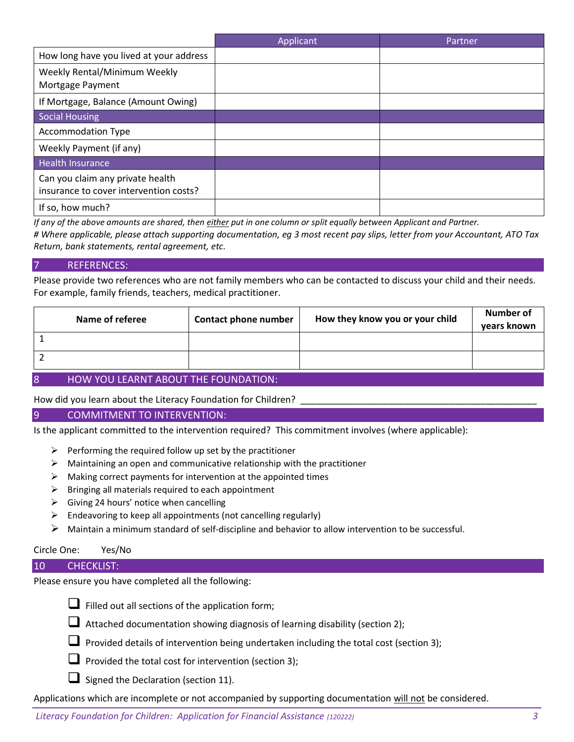| | Applicant | Partner |
|---|---|---|
| How long have you lived at your address | | |
| Weekly Rental/Minimum Weekly Mortgage Payment | | |
| If Mortgage, Balance (Amount Owing) | | |
| **Social Housing** | | |
| Accommodation Type | | |
| Weekly Payment (if any) | | |
| **Health Insurance** | | |
| Can you claim any private health insurance to cover intervention costs? | | |
| If so, how much? | | |

*If any of the above amounts are shared, then either put in one column or split equally between Applicant and Partner.*
*# Where applicable, please attach supporting documentation, eg 3 most recent pay slips, letter from your Accountant, ATO Tax Return, bank statements, rental agreement, etc.*

## 7 REFERENCES:

Please provide two references who are not family members who can be contacted to discuss your child and their needs. For example, family friends, teachers, medical practitioner.

| Name of referee | Contact phone number | How they know you or your child | Number of years known |
|---|---|---|---|
| 1 | | | |
| 2 | | | |

## 8 HOW YOU LEARNT ABOUT THE FOUNDATION:

How did you learn about the Literacy Foundation for Children? ______________________________________________

## 9 COMMITMENT TO INTERVENTION:

Is the applicant committed to the intervention required? This commitment involves (where applicable):

- Performing the required follow up set by the practitioner
- Maintaining an open and communicative relationship with the practitioner
- Making correct payments for intervention at the appointed times
- Bringing all materials required to each appointment
- Giving 24 hours' notice when cancelling
- Endeavoring to keep all appointments (not cancelling regularly)
- Maintain a minimum standard of self-discipline and behavior to allow intervention to be successful.

Circle One: Yes/No

## 10 CHECKLIST:

Please ensure you have completed all the following:

- ☐ Filled out all sections of the application form;
- ☐ Attached documentation showing diagnosis of learning disability (section 2);
- ☐ Provided details of intervention being undertaken including the total cost (section 3);
- ☐ Provided the total cost for intervention (section 3);
- ☐ Signed the Declaration (section 11).

Applications which are incomplete or not accompanied by supporting documentation will not be considered.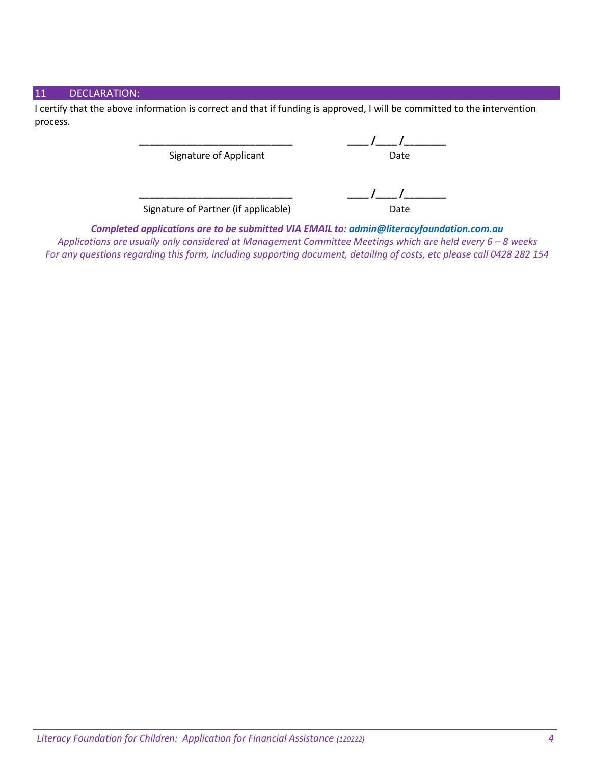## 11 DECLARATION:

I certify that the above information is correct and that if funding is approved, I will be committed to the intervention process.

___________________________ ____/____/_______

Signature of Applicant Date

___________________________ ____/____/_______

Signature of Partner (if applicable) Date

***Completed applications are to be submitted VIA EMAIL to: admin@literacyfoundation.com.au***

*Applications are usually only considered at Management Committee Meetings which are held every 6 – 8 weeks*

*For any questions regarding this form, including supporting document, detailing of costs, etc please call 0428 282 154*